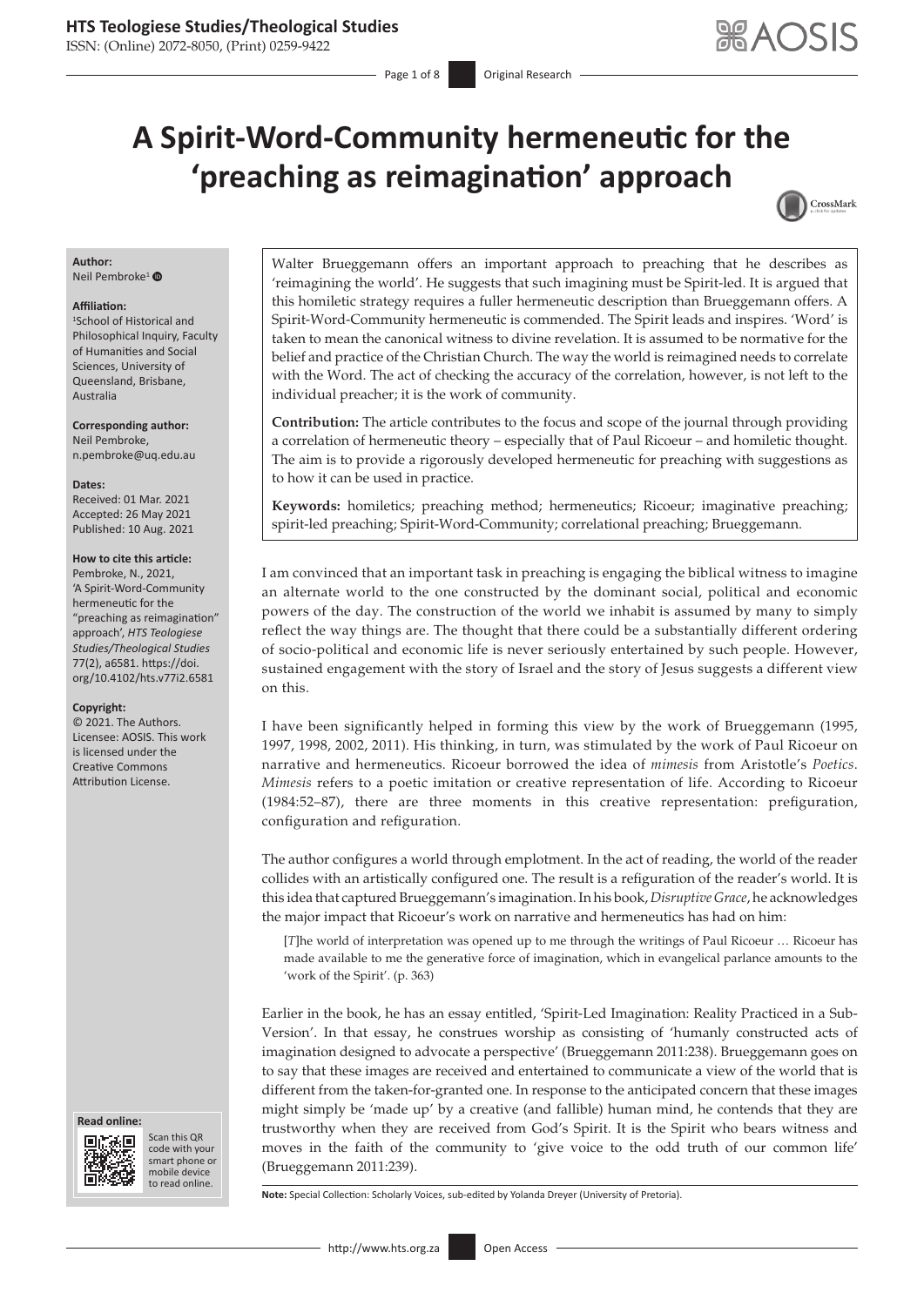# A Spirit-Word-Community hermeneutic for the 'preaching as reimagination' approach

**Author:**
Neil Pembroke[1]

**Affiliation:**
[1]School of Historical and Philosophical Inquiry, Faculty of Humanities and Social Sciences, University of Queensland, Brisbane, Australia

**Corresponding author:**
Neil Pembroke,
n.pembroke@uq.edu.au

**Dates:**
Received: 01 Mar. 2021
Accepted: 26 May 2021
Published: 10 Aug. 2021

**How to cite this article:**
Pembroke, N., 2021, 'A Spirit-Word-Community hermeneutic for the "preaching as reimagination" approach', *HTS Teologiese Studies/Theological Studies* 77(2), a6581. https://doi.org/10.4102/hts.v77i2.6581

**Copyright:**
© 2021. The Authors. Licensee: AOSIS. This work is licensed under the Creative Commons Attribution License.

Walter Brueggemann offers an important approach to preaching that he describes as 'reimagining the world'. He suggests that such imagining must be Spirit-led. It is argued that this homiletic strategy requires a fuller hermeneutic description than Brueggemann offers. A Spirit-Word-Community hermeneutic is commended. The Spirit leads and inspires. 'Word' is taken to mean the canonical witness to divine revelation. It is assumed to be normative for the belief and practice of the Christian Church. The way the world is reimagined needs to correlate with the Word. The act of checking the accuracy of the correlation, however, is not left to the individual preacher; it is the work of community.

**Contribution:** The article contributes to the focus and scope of the journal through providing a correlation of hermeneutic theory – especially that of Paul Ricoeur – and homiletic thought. The aim is to provide a rigorously developed hermeneutic for preaching with suggestions as to how it can be used in practice.

**Keywords:** homiletics; preaching method; hermeneutics; Ricoeur; imaginative preaching; spirit-led preaching; Spirit-Word-Community; correlational preaching; Brueggemann.

I am convinced that an important task in preaching is engaging the biblical witness to imagine an alternate world to the one constructed by the dominant social, political and economic powers of the day. The construction of the world we inhabit is assumed by many to simply reflect the way things are. The thought that there could be a substantially different ordering of socio-political and economic life is never seriously entertained by such people. However, sustained engagement with the story of Israel and the story of Jesus suggests a different view on this.

I have been significantly helped in forming this view by the work of Brueggemann (1995, 1997, 1998, 2002, 2011). His thinking, in turn, was stimulated by the work of Paul Ricoeur on narrative and hermeneutics. Ricoeur borrowed the idea of *mimesis* from Aristotle's *Poetics*. *Mimesis* refers to a poetic imitation or creative representation of life. According to Ricoeur (1984:52–87), there are three moments in this creative representation: prefiguration, configuration and refiguration.

The author configures a world through emplotment. In the act of reading, the world of the reader collides with an artistically configured one. The result is a refiguration of the reader's world. It is this idea that captured Brueggemann's imagination. In his book, *Disruptive Grace*, he acknowledges the major impact that Ricoeur's work on narrative and hermeneutics has had on him:

> [*T*]he world of interpretation was opened up to me through the writings of Paul Ricoeur … Ricoeur has made available to me the generative force of imagination, which in evangelical parlance amounts to the 'work of the Spirit'. (p. 363)

Earlier in the book, he has an essay entitled, 'Spirit-Led Imagination: Reality Practiced in a Sub-Version'. In that essay, he construes worship as consisting of 'humanly constructed acts of imagination designed to advocate a perspective' (Brueggemann 2011:238). Brueggemann goes on to say that these images are received and entertained to communicate a view of the world that is different from the taken-for-granted one. In response to the anticipated concern that these images might simply be 'made up' by a creative (and fallible) human mind, he contends that they are trustworthy when they are received from God's Spirit. It is the Spirit who bears witness and moves in the faith of the community to 'give voice to the odd truth of our common life' (Brueggemann 2011:239).

**Note:** Special Collection: Scholarly Voices, sub-edited by Yolanda Dreyer (University of Pretoria).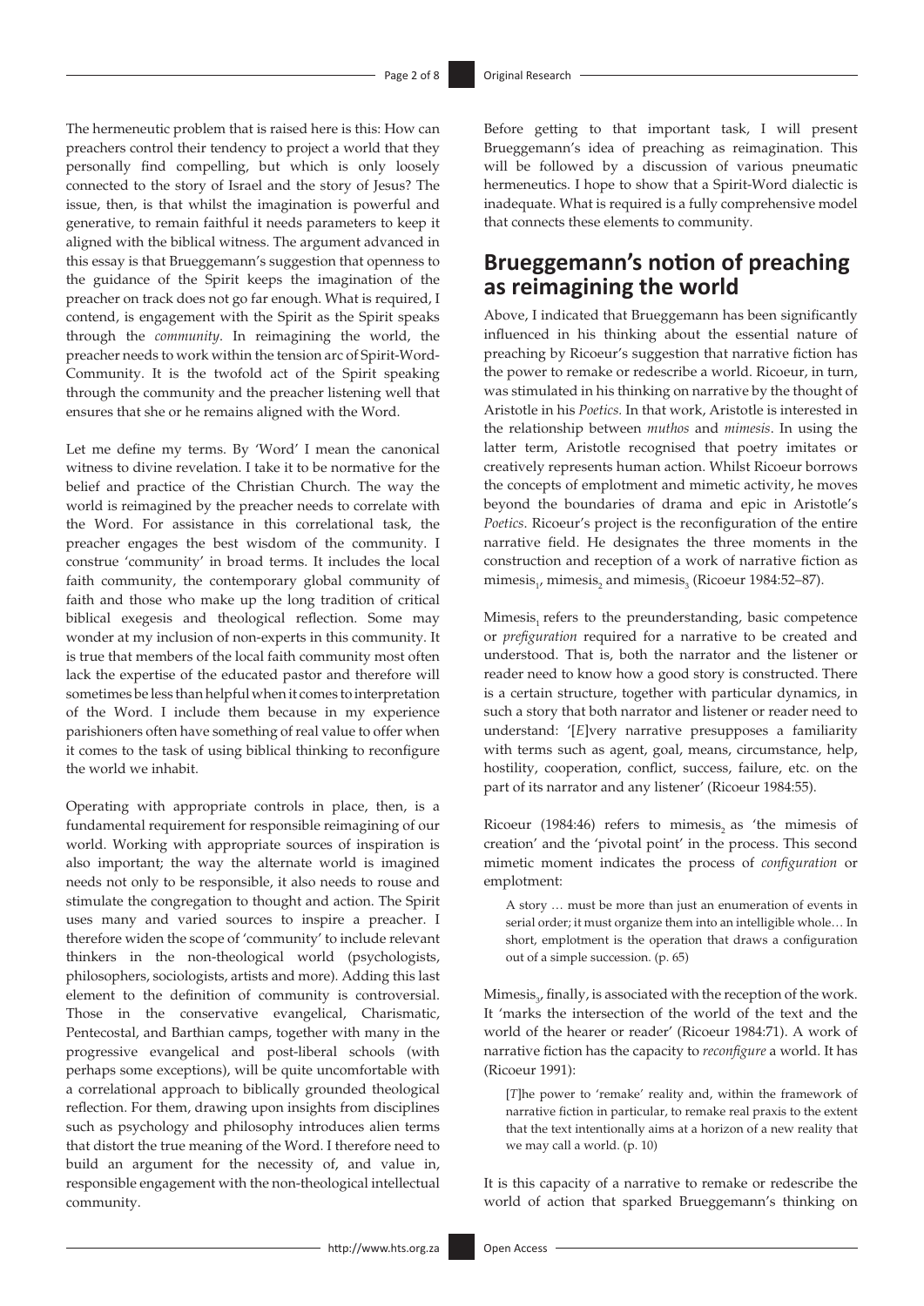The hermeneutic problem that is raised here is this: How can preachers control their tendency to project a world that they personally find compelling, but which is only loosely connected to the story of Israel and the story of Jesus? The issue, then, is that whilst the imagination is powerful and generative, to remain faithful it needs parameters to keep it aligned with the biblical witness. The argument advanced in this essay is that Brueggemann's suggestion that openness to the guidance of the Spirit keeps the imagination of the preacher on track does not go far enough. What is required, I contend, is engagement with the Spirit as the Spirit speaks through the *community*. In reimagining the world, the preacher needs to work within the tension arc of Spirit-Word-Community. It is the twofold act of the Spirit speaking through the community and the preacher listening well that ensures that she or he remains aligned with the Word.

Let me define my terms. By 'Word' I mean the canonical witness to divine revelation. I take it to be normative for the belief and practice of the Christian Church. The way the world is reimagined by the preacher needs to correlate with the Word. For assistance in this correlational task, the preacher engages the best wisdom of the community. I construe 'community' in broad terms. It includes the local faith community, the contemporary global community of faith and those who make up the long tradition of critical biblical exegesis and theological reflection. Some may wonder at my inclusion of non-experts in this community. It is true that members of the local faith community most often lack the expertise of the educated pastor and therefore will sometimes be less than helpful when it comes to interpretation of the Word. I include them because in my experience parishioners often have something of real value to offer when it comes to the task of using biblical thinking to reconfigure the world we inhabit.

Operating with appropriate controls in place, then, is a fundamental requirement for responsible reimagining of our world. Working with appropriate sources of inspiration is also important; the way the alternate world is imagined needs not only to be responsible, it also needs to rouse and stimulate the congregation to thought and action. The Spirit uses many and varied sources to inspire a preacher. I therefore widen the scope of 'community' to include relevant thinkers in the non-theological world (psychologists, philosophers, sociologists, artists and more). Adding this last element to the definition of community is controversial. Those in the conservative evangelical, Charismatic, Pentecostal, and Barthian camps, together with many in the progressive evangelical and post-liberal schools (with perhaps some exceptions), will be quite uncomfortable with a correlational approach to biblically grounded theological reflection. For them, drawing upon insights from disciplines such as psychology and philosophy introduces alien terms that distort the true meaning of the Word. I therefore need to build an argument for the necessity of, and value in, responsible engagement with the non-theological intellectual community.

Before getting to that important task, I will present Brueggemann's idea of preaching as reimagination. This will be followed by a discussion of various pneumatic hermeneutics. I hope to show that a Spirit-Word dialectic is inadequate. What is required is a fully comprehensive model that connects these elements to community.

## Brueggemann's notion of preaching as reimagining the world

Above, I indicated that Brueggemann has been significantly influenced in his thinking about the essential nature of preaching by Ricoeur's suggestion that narrative fiction has the power to remake or redescribe a world. Ricoeur, in turn, was stimulated in his thinking on narrative by the thought of Aristotle in his *Poetics*. In that work, Aristotle is interested in the relationship between *muthos* and *mimesis*. In using the latter term, Aristotle recognised that poetry imitates or creatively represents human action. Whilst Ricoeur borrows the concepts of emplotment and mimetic activity, he moves beyond the boundaries of drama and epic in Aristotle's *Poetics*. Ricoeur's project is the reconfiguration of the entire narrative field. He designates the three moments in the construction and reception of a work of narrative fiction as $\text{mimesis}_1$, $\text{mimesis}_2$ and $\text{mimesis}_3$ (Ricoeur 1984:52–87).

$\text{Mimesis}_1$ refers to the preunderstanding, basic competence or *prefiguration* required for a narrative to be created and understood. That is, both the narrator and the listener or reader need to know how a good story is constructed. There is a certain structure, together with particular dynamics, in such a story that both narrator and listener or reader need to understand: '[*E*]very narrative presupposes a familiarity with terms such as agent, goal, means, circumstance, help, hostility, cooperation, conflict, success, failure, etc. on the part of its narrator and any listener' (Ricoeur 1984:55).

Ricoeur (1984:46) refers to $\text{mimesis}_2$ as 'the mimesis of creation' and the 'pivotal point' in the process. This second mimetic moment indicates the process of *configuration* or emplotment:

> A story … must be more than just an enumeration of events in serial order; it must organize them into an intelligible whole… In short, emplotment is the operation that draws a configuration out of a simple succession. (p. 65)

$\text{Mimesis}_3$, finally, is associated with the reception of the work. It 'marks the intersection of the world of the text and the world of the hearer or reader' (Ricoeur 1984:71). A work of narrative fiction has the capacity to *reconfigure* a world. It has (Ricoeur 1991):

> [*T*]he power to 'remake' reality and, within the framework of narrative fiction in particular, to remake real praxis to the extent that the text intentionally aims at a horizon of a new reality that we may call a world. (p. 10)

It is this capacity of a narrative to remake or redescribe the world of action that sparked Brueggemann's thinking on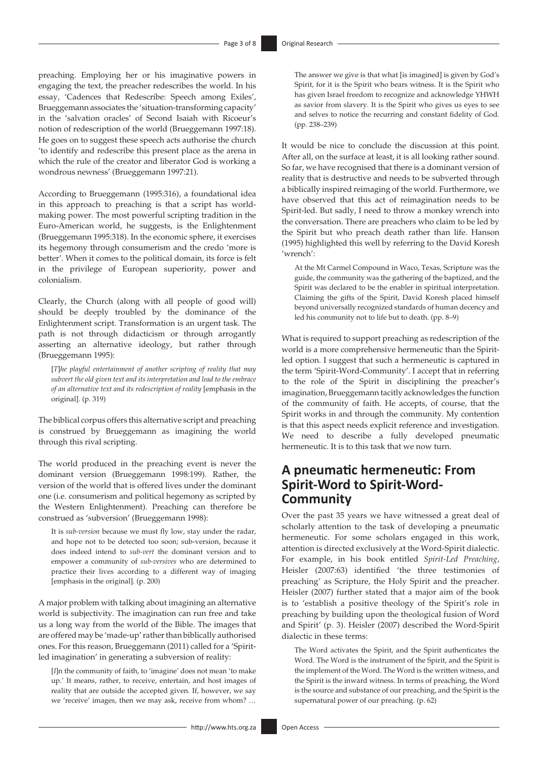preaching. Employing her or his imaginative powers in engaging the text, the preacher redescribes the world. In his essay, 'Cadences that Redescribe: Speech among Exiles', Brueggemann associates the 'situation-transforming capacity' in the 'salvation oracles' of Second Isaiah with Ricoeur's notion of redescription of the world (Brueggemann 1997:18). He goes on to suggest these speech acts authorise the church 'to identify and redescribe this present place as the arena in which the rule of the creator and liberator God is working a wondrous newness' (Brueggemann 1997:21).

According to Brueggemann (1995:316), a foundational idea in this approach to preaching is that a script has world-making power. The most powerful scripting tradition in the Euro-American world, he suggests, is the Enlightenment (Brueggemann 1995:318). In the economic sphere, it exercises its hegemony through consumerism and the credo 'more is better'. When it comes to the political domain, its force is felt in the privilege of European superiority, power and colonialism.

Clearly, the Church (along with all people of good will) should be deeply troubled by the dominance of the Enlightenment script. Transformation is an urgent task. The path is not through didacticism or through arrogantly asserting an alternative ideology, but rather through (Brueggemann 1995):

> [*T*]*he playful entertainment of another scripting of reality that may subvert the old given text and its interpretation and lead to the embrace of an alternative text and its redescription of reality* [emphasis in the original]. (p. 319)

The biblical corpus offers this alternative script and preaching is construed by Brueggemann as imagining the world through this rival scripting.

The world produced in the preaching event is never the dominant version (Brueggemann 1998:199). Rather, the version of the world that is offered lives under the dominant one (i.e. consumerism and political hegemony as scripted by the Western Enlightenment). Preaching can therefore be construed as 'subversion' (Brueggemann 1998):

> It is *sub-version* because we must fly low, stay under the radar, and hope not to be detected too soon; sub-version, because it does indeed intend to *sub-vert* the dominant version and to empower a community of *sub-versives* who are determined to practice their lives according to a different way of imaging [emphasis in the original]. (p. 200)

A major problem with talking about imagining an alternative world is subjectivity. The imagination can run free and take us a long way from the world of the Bible. The images that are offered may be 'made-up' rather than biblically authorised ones. For this reason, Brueggemann (2011) called for a 'Spirit-led imagination' in generating a subversion of reality:

> [*I*]n the community of faith, to 'imagine' does not mean 'to make up.' It means, rather, to receive, entertain, and host images of reality that are outside the accepted given. If, however, we say we 'receive' images, then we may ask, receive from whom? … The answer we give is that what [is imagined] is given by God's Spirit, for it is the Spirit who bears witness. It is the Spirit who has given Israel freedom to recognize and acknowledge YHWH as savior from slavery. It is the Spirit who gives us eyes to see and selves to notice the recurring and constant fidelity of God. (pp. 238–239)

It would be nice to conclude the discussion at this point. After all, on the surface at least, it is all looking rather sound. So far, we have recognised that there is a dominant version of reality that is destructive and needs to be subverted through a biblically inspired reimaging of the world. Furthermore, we have observed that this act of reimagination needs to be Spirit-led. But sadly, I need to throw a monkey wrench into the conversation. There are preachers who claim to be led by the Spirit but who preach death rather than life. Hanson (1995) highlighted this well by referring to the David Koresh 'wrench':

> At the Mt Carmel Compound in Waco, Texas, Scripture was the guide, the community was the gathering of the baptized, and the Spirit was declared to be the enabler in spiritual interpretation. Claiming the gifts of the Spirit, David Koresh placed himself beyond universally recognized standards of human decency and led his community not to life but to death. (pp. 8–9)

What is required to support preaching as redescription of the world is a more comprehensive hermeneutic than the Spirit-led option. I suggest that such a hermeneutic is captured in the term 'Spirit-Word-Community'. I accept that in referring to the role of the Spirit in disciplining the preacher's imagination, Brueggemann tacitly acknowledges the function of the community of faith. He accepts, of course, that the Spirit works in and through the community. My contention is that this aspect needs explicit reference and investigation. We need to describe a fully developed pneumatic hermeneutic. It is to this task that we now turn.

## A pneumatic hermeneutic: From Spirit-Word to Spirit-Word-Community

Over the past 35 years we have witnessed a great deal of scholarly attention to the task of developing a pneumatic hermeneutic. For some scholars engaged in this work, attention is directed exclusively at the Word-Spirit dialectic. For example, in his book entitled *Spirit-Led Preaching*, Heisler (2007:63) identified 'the three testimonies of preaching' as Scripture, the Holy Spirit and the preacher. Heisler (2007) further stated that a major aim of the book is to 'establish a positive theology of the Spirit's role in preaching by building upon the theological fusion of Word and Spirit' (p. 3). Heisler (2007) described the Word-Spirit dialectic in these terms:

> The Word activates the Spirit, and the Spirit authenticates the Word. The Word is the instrument of the Spirit, and the Spirit is the implement of the Word. The Word is the written witness, and the Spirit is the inward witness. In terms of preaching, the Word is the source and substance of our preaching, and the Spirit is the supernatural power of our preaching. (p. 62)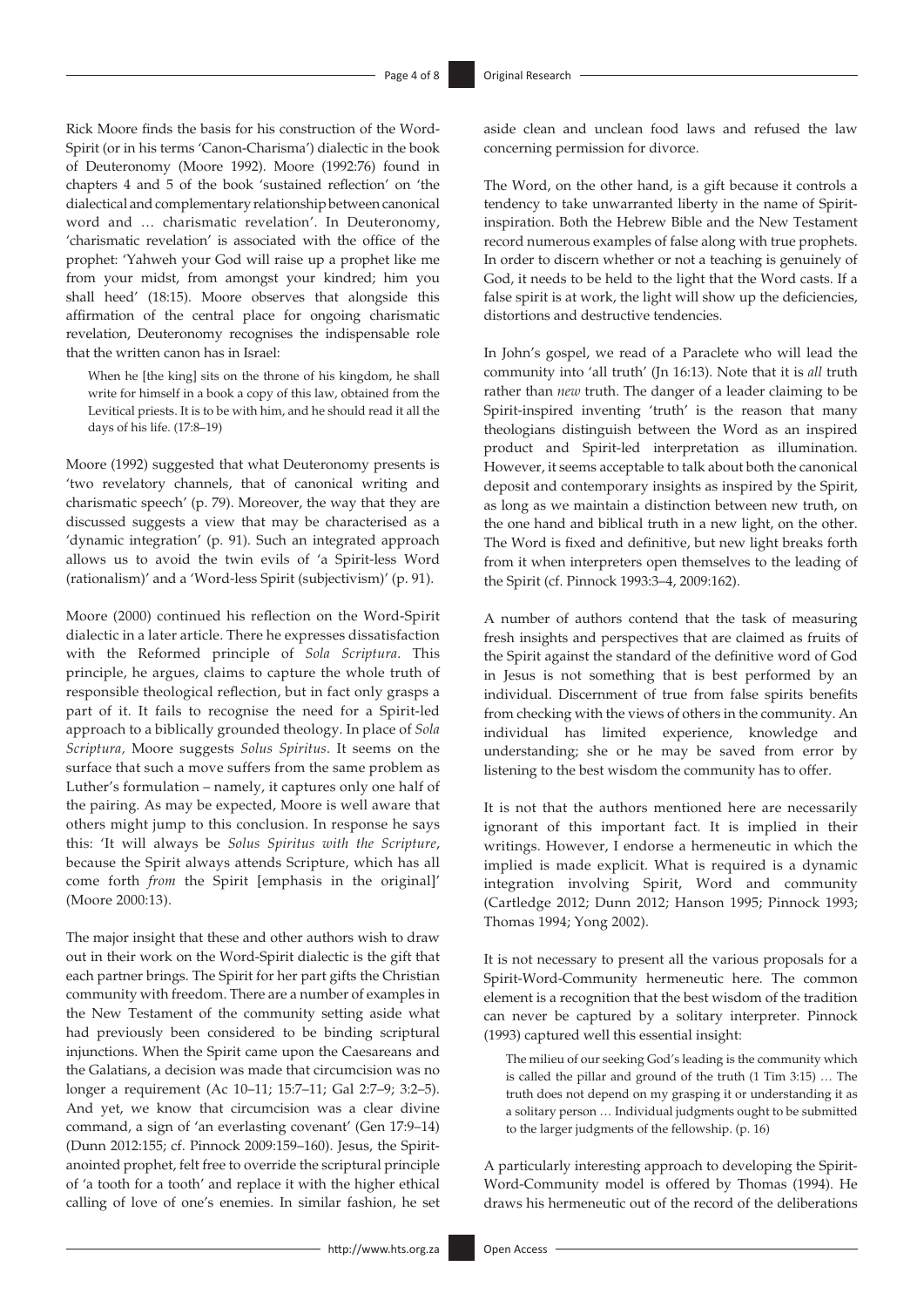Rick Moore finds the basis for his construction of the Word-Spirit (or in his terms 'Canon-Charisma') dialectic in the book of Deuteronomy (Moore 1992). Moore (1992:76) found in chapters 4 and 5 of the book 'sustained reflection' on 'the dialectical and complementary relationship between canonical word and … charismatic revelation'. In Deuteronomy, 'charismatic revelation' is associated with the office of the prophet: 'Yahweh your God will raise up a prophet like me from your midst, from amongst your kindred; him you shall heed' (18:15). Moore observes that alongside this affirmation of the central place for ongoing charismatic revelation, Deuteronomy recognises the indispensable role that the written canon has in Israel:

> When he [the king] sits on the throne of his kingdom, he shall write for himself in a book a copy of this law, obtained from the Levitical priests. It is to be with him, and he should read it all the days of his life. (17:8–19)

Moore (1992) suggested that what Deuteronomy presents is 'two revelatory channels, that of canonical writing and charismatic speech' (p. 79). Moreover, the way that they are discussed suggests a view that may be characterised as a 'dynamic integration' (p. 91). Such an integrated approach allows us to avoid the twin evils of 'a Spirit-less Word (rationalism)' and a 'Word-less Spirit (subjectivism)' (p. 91).

Moore (2000) continued his reflection on the Word-Spirit dialectic in a later article. There he expresses dissatisfaction with the Reformed principle of *Sola Scriptura*. This principle, he argues, claims to capture the whole truth of responsible theological reflection, but in fact only grasps a part of it. It fails to recognise the need for a Spirit-led approach to a biblically grounded theology. In place of *Sola Scriptura*, Moore suggests *Solus Spiritus*. It seems on the surface that such a move suffers from the same problem as Luther's formulation – namely, it captures only one half of the pairing. As may be expected, Moore is well aware that others might jump to this conclusion. In response he says this: 'It will always be *Solus Spiritus with the Scripture*, because the Spirit always attends Scripture, which has all come forth *from* the Spirit [emphasis in the original]' (Moore 2000:13).

The major insight that these and other authors wish to draw out in their work on the Word-Spirit dialectic is the gift that each partner brings. The Spirit for her part gifts the Christian community with freedom. There are a number of examples in the New Testament of the community setting aside what had previously been considered to be binding scriptural injunctions. When the Spirit came upon the Caesareans and the Galatians, a decision was made that circumcision was no longer a requirement (Ac 10–11; 15:7–11; Gal 2:7–9; 3:2–5). And yet, we know that circumcision was a clear divine command, a sign of 'an everlasting covenant' (Gen 17:9–14) (Dunn 2012:155; cf. Pinnock 2009:159–160). Jesus, the Spirit-anointed prophet, felt free to override the scriptural principle of 'a tooth for a tooth' and replace it with the higher ethical calling of love of one's enemies. In similar fashion, he set aside clean and unclean food laws and refused the law concerning permission for divorce.

The Word, on the other hand, is a gift because it controls a tendency to take unwarranted liberty in the name of Spirit-inspiration. Both the Hebrew Bible and the New Testament record numerous examples of false along with true prophets. In order to discern whether or not a teaching is genuinely of God, it needs to be held to the light that the Word casts. If a false spirit is at work, the light will show up the deficiencies, distortions and destructive tendencies.

In John's gospel, we read of a Paraclete who will lead the community into 'all truth' (Jn 16:13). Note that it is *all* truth rather than *new* truth. The danger of a leader claiming to be Spirit-inspired inventing 'truth' is the reason that many theologians distinguish between the Word as an inspired product and Spirit-led interpretation as illumination. However, it seems acceptable to talk about both the canonical deposit and contemporary insights as inspired by the Spirit, as long as we maintain a distinction between new truth, on the one hand and biblical truth in a new light, on the other. The Word is fixed and definitive, but new light breaks forth from it when interpreters open themselves to the leading of the Spirit (cf. Pinnock 1993:3–4, 2009:162).

A number of authors contend that the task of measuring fresh insights and perspectives that are claimed as fruits of the Spirit against the standard of the definitive word of God in Jesus is not something that is best performed by an individual. Discernment of true from false spirits benefits from checking with the views of others in the community. An individual has limited experience, knowledge and understanding; she or he may be saved from error by listening to the best wisdom the community has to offer.

It is not that the authors mentioned here are necessarily ignorant of this important fact. It is implied in their writings. However, I endorse a hermeneutic in which the implied is made explicit. What is required is a dynamic integration involving Spirit, Word and community (Cartledge 2012; Dunn 2012; Hanson 1995; Pinnock 1993; Thomas 1994; Yong 2002).

It is not necessary to present all the various proposals for a Spirit-Word-Community hermeneutic here. The common element is a recognition that the best wisdom of the tradition can never be captured by a solitary interpreter. Pinnock (1993) captured well this essential insight:

> The milieu of our seeking God's leading is the community which is called the pillar and ground of the truth (1 Tim 3:15) … The truth does not depend on my grasping it or understanding it as a solitary person … Individual judgments ought to be submitted to the larger judgments of the fellowship. (p. 16)

A particularly interesting approach to developing the Spirit-Word-Community model is offered by Thomas (1994). He draws his hermeneutic out of the record of the deliberations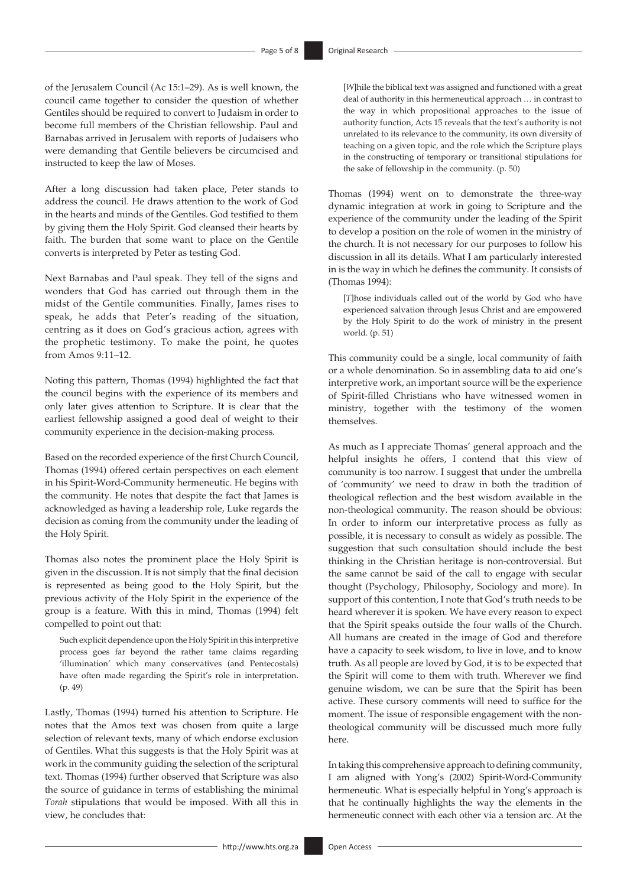of the Jerusalem Council (Ac 15:1–29). As is well known, the council came together to consider the question of whether Gentiles should be required to convert to Judaism in order to become full members of the Christian fellowship. Paul and Barnabas arrived in Jerusalem with reports of Judaisers who were demanding that Gentile believers be circumcised and instructed to keep the law of Moses.

After a long discussion had taken place, Peter stands to address the council. He draws attention to the work of God in the hearts and minds of the Gentiles. God testified to them by giving them the Holy Spirit. God cleansed their hearts by faith. The burden that some want to place on the Gentile converts is interpreted by Peter as testing God.

Next Barnabas and Paul speak. They tell of the signs and wonders that God has carried out through them in the midst of the Gentile communities. Finally, James rises to speak, he adds that Peter's reading of the situation, centring as it does on God's gracious action, agrees with the prophetic testimony. To make the point, he quotes from Amos 9:11–12.

Noting this pattern, Thomas (1994) highlighted the fact that the council begins with the experience of its members and only later gives attention to Scripture. It is clear that the earliest fellowship assigned a good deal of weight to their community experience in the decision-making process.

Based on the recorded experience of the first Church Council, Thomas (1994) offered certain perspectives on each element in his Spirit-Word-Community hermeneutic. He begins with the community. He notes that despite the fact that James is acknowledged as having a leadership role, Luke regards the decision as coming from the community under the leading of the Holy Spirit.

Thomas also notes the prominent place the Holy Spirit is given in the discussion. It is not simply that the final decision is represented as being good to the Holy Spirit, but the previous activity of the Holy Spirit in the experience of the group is a feature. With this in mind, Thomas (1994) felt compelled to point out that:

> Such explicit dependence upon the Holy Spirit in this interpretive process goes far beyond the rather tame claims regarding 'illumination' which many conservatives (and Pentecostals) have often made regarding the Spirit's role in interpretation. (p. 49)

Lastly, Thomas (1994) turned his attention to Scripture. He notes that the Amos text was chosen from quite a large selection of relevant texts, many of which endorse exclusion of Gentiles. What this suggests is that the Holy Spirit was at work in the community guiding the selection of the scriptural text. Thomas (1994) further observed that Scripture was also the source of guidance in terms of establishing the minimal *Torah* stipulations that would be imposed. With all this in view, he concludes that:

> [*W*]hile the biblical text was assigned and functioned with a great deal of authority in this hermeneutical approach … in contrast to the way in which propositional approaches to the issue of authority function, Acts 15 reveals that the text's authority is not unrelated to its relevance to the community, its own diversity of teaching on a given topic, and the role which the Scripture plays in the constructing of temporary or transitional stipulations for the sake of fellowship in the community. (p. 50)

Thomas (1994) went on to demonstrate the three-way dynamic integration at work in going to Scripture and the experience of the community under the leading of the Spirit to develop a position on the role of women in the ministry of the church. It is not necessary for our purposes to follow his discussion in all its details. What I am particularly interested in is the way in which he defines the community. It consists of (Thomas 1994):

> [*T*]hose individuals called out of the world by God who have experienced salvation through Jesus Christ and are empowered by the Holy Spirit to do the work of ministry in the present world. (p. 51)

This community could be a single, local community of faith or a whole denomination. So in assembling data to aid one's interpretive work, an important source will be the experience of Spirit-filled Christians who have witnessed women in ministry, together with the testimony of the women themselves.

As much as I appreciate Thomas' general approach and the helpful insights he offers, I contend that this view of community is too narrow. I suggest that under the umbrella of 'community' we need to draw in both the tradition of theological reflection and the best wisdom available in the non-theological community. The reason should be obvious: In order to inform our interpretative process as fully as possible, it is necessary to consult as widely as possible. The suggestion that such consultation should include the best thinking in the Christian heritage is non-controversial. But the same cannot be said of the call to engage with secular thought (Psychology, Philosophy, Sociology and more). In support of this contention, I note that God's truth needs to be heard wherever it is spoken. We have every reason to expect that the Spirit speaks outside the four walls of the Church. All humans are created in the image of God and therefore have a capacity to seek wisdom, to live in love, and to know truth. As all people are loved by God, it is to be expected that the Spirit will come to them with truth. Wherever we find genuine wisdom, we can be sure that the Spirit has been active. These cursory comments will need to suffice for the moment. The issue of responsible engagement with the non-theological community will be discussed much more fully here.

In taking this comprehensive approach to defining community, I am aligned with Yong's (2002) Spirit-Word-Community hermeneutic. What is especially helpful in Yong's approach is that he continually highlights the way the elements in the hermeneutic connect with each other via a tension arc. At the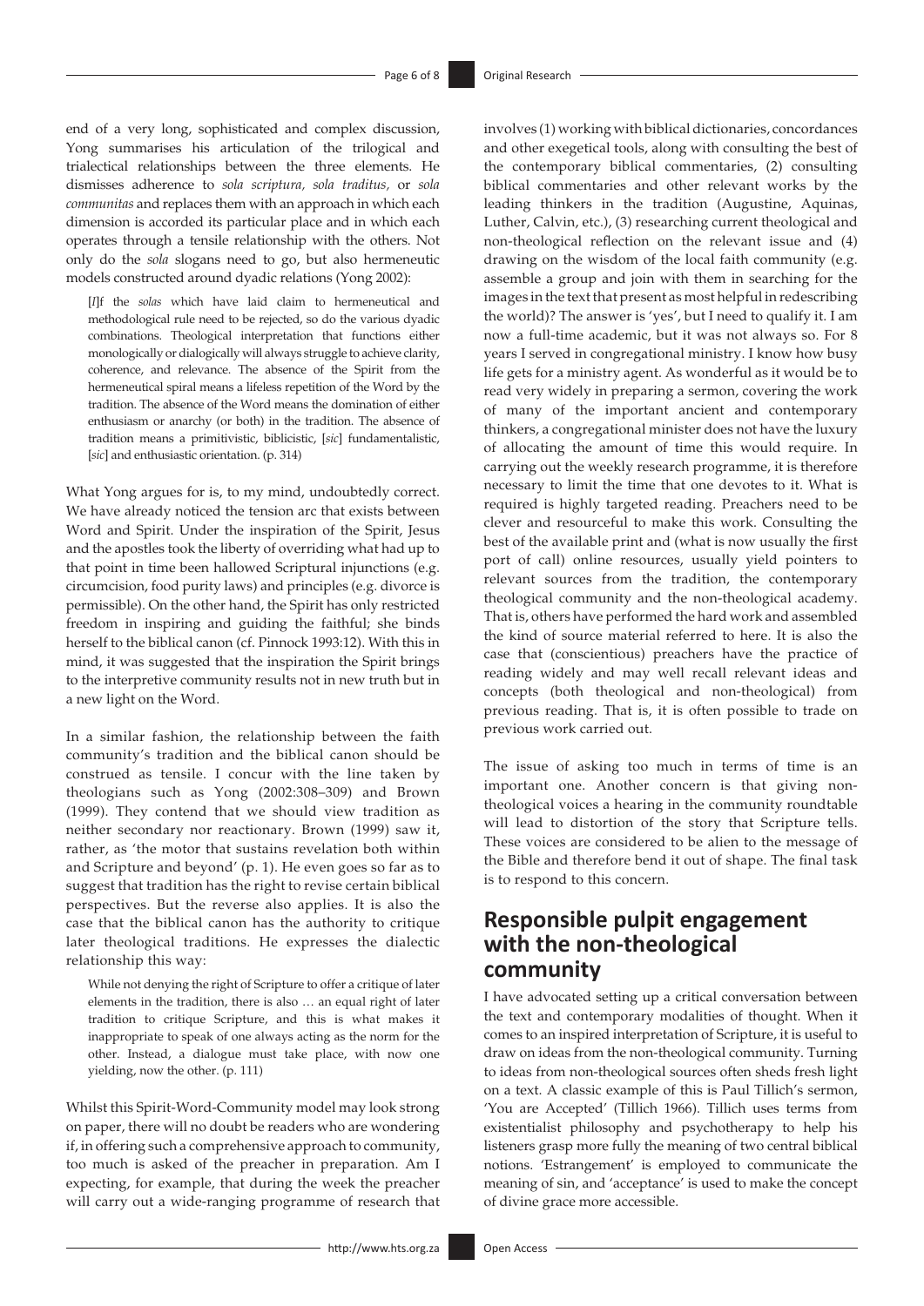end of a very long, sophisticated and complex discussion, Yong summarises his articulation of the trilogical and trialectical relationships between the three elements. He dismisses adherence to *sola scriptura*, *sola traditus*, or *sola communitas* and replaces them with an approach in which each dimension is accorded its particular place and in which each operates through a tensile relationship with the others. Not only do the *sola* slogans need to go, but also hermeneutic models constructed around dyadic relations (Yong 2002):

> [*I*]f the *solas* which have laid claim to hermeneutical and methodological rule need to be rejected, so do the various dyadic combinations. Theological interpretation that functions either monologically or dialogically will always struggle to achieve clarity, coherence, and relevance. The absence of the Spirit from the hermeneutical spiral means a lifeless repetition of the Word by the tradition. The absence of the Word means the domination of either enthusiasm or anarchy (or both) in the tradition. The absence of tradition means a primitivistic, biblicistic, [*sic*] fundamentalistic, [*sic*] and enthusiastic orientation. (p. 314)

What Yong argues for is, to my mind, undoubtedly correct. We have already noticed the tension arc that exists between Word and Spirit. Under the inspiration of the Spirit, Jesus and the apostles took the liberty of overriding what had up to that point in time been hallowed Scriptural injunctions (e.g. circumcision, food purity laws) and principles (e.g. divorce is permissible). On the other hand, the Spirit has only restricted freedom in inspiring and guiding the faithful; she binds herself to the biblical canon (cf. Pinnock 1993:12). With this in mind, it was suggested that the inspiration the Spirit brings to the interpretive community results not in new truth but in a new light on the Word.

In a similar fashion, the relationship between the faith community's tradition and the biblical canon should be construed as tensile. I concur with the line taken by theologians such as Yong (2002:308–309) and Brown (1999). They contend that we should view tradition as neither secondary nor reactionary. Brown (1999) saw it, rather, as 'the motor that sustains revelation both within and Scripture and beyond' (p. 1). He even goes so far as to suggest that tradition has the right to revise certain biblical perspectives. But the reverse also applies. It is also the case that the biblical canon has the authority to critique later theological traditions. He expresses the dialectic relationship this way:

> While not denying the right of Scripture to offer a critique of later elements in the tradition, there is also … an equal right of later tradition to critique Scripture, and this is what makes it inappropriate to speak of one always acting as the norm for the other. Instead, a dialogue must take place, with now one yielding, now the other. (p. 111)

Whilst this Spirit-Word-Community model may look strong on paper, there will no doubt be readers who are wondering if, in offering such a comprehensive approach to community, too much is asked of the preacher in preparation. Am I expecting, for example, that during the week the preacher will carry out a wide-ranging programme of research that involves (1) working with biblical dictionaries, concordances and other exegetical tools, along with consulting the best of the contemporary biblical commentaries, (2) consulting biblical commentaries and other relevant works by the leading thinkers in the tradition (Augustine, Aquinas, Luther, Calvin, etc.), (3) researching current theological and non-theological reflection on the relevant issue and (4) drawing on the wisdom of the local faith community (e.g. assemble a group and join with them in searching for the images in the text that present as most helpful in redescribing the world)? The answer is 'yes', but I need to qualify it. I am now a full-time academic, but it was not always so. For 8 years I served in congregational ministry. I know how busy life gets for a ministry agent. As wonderful as it would be to read very widely in preparing a sermon, covering the work of many of the important ancient and contemporary thinkers, a congregational minister does not have the luxury of allocating the amount of time this would require. In carrying out the weekly research programme, it is therefore necessary to limit the time that one devotes to it. What is required is highly targeted reading. Preachers need to be clever and resourceful to make this work. Consulting the best of the available print and (what is now usually the first port of call) online resources, usually yield pointers to relevant sources from the tradition, the contemporary theological community and the non-theological academy. That is, others have performed the hard work and assembled the kind of source material referred to here. It is also the case that (conscientious) preachers have the practice of reading widely and may well recall relevant ideas and concepts (both theological and non-theological) from previous reading. That is, it is often possible to trade on previous work carried out.

The issue of asking too much in terms of time is an important one. Another concern is that giving non-theological voices a hearing in the community roundtable will lead to distortion of the story that Scripture tells. These voices are considered to be alien to the message of the Bible and therefore bend it out of shape. The final task is to respond to this concern.

## Responsible pulpit engagement with the non-theological community

I have advocated setting up a critical conversation between the text and contemporary modalities of thought. When it comes to an inspired interpretation of Scripture, it is useful to draw on ideas from the non-theological community. Turning to ideas from non-theological sources often sheds fresh light on a text. A classic example of this is Paul Tillich's sermon, 'You are Accepted' (Tillich 1966). Tillich uses terms from existentialist philosophy and psychotherapy to help his listeners grasp more fully the meaning of two central biblical notions. 'Estrangement' is employed to communicate the meaning of sin, and 'acceptance' is used to make the concept of divine grace more accessible.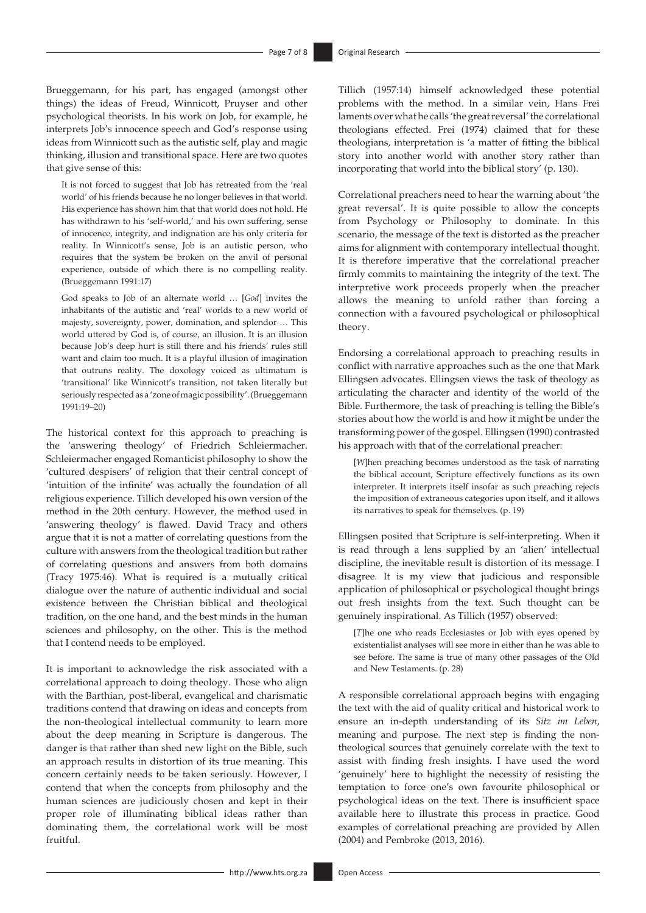Brueggemann, for his part, has engaged (amongst other things) the ideas of Freud, Winnicott, Pruyser and other psychological theorists. In his work on Job, for example, he interprets Job's innocence speech and God's response using ideas from Winnicott such as the autistic self, play and magic thinking, illusion and transitional space. Here are two quotes that give sense of this:

> It is not forced to suggest that Job has retreated from the 'real world' of his friends because he no longer believes in that world. His experience has shown him that that world does not hold. He has withdrawn to his 'self-world,' and his own suffering, sense of innocence, integrity, and indignation are his only criteria for reality. In Winnicott's sense, Job is an autistic person, who requires that the system be broken on the anvil of personal experience, outside of which there is no compelling reality. (Brueggemann 1991:17)

> God speaks to Job of an alternate world … [*God*] invites the inhabitants of the autistic and 'real' worlds to a new world of majesty, sovereignty, power, domination, and splendor … This world uttered by God is, of course, an illusion. It is an illusion because Job's deep hurt is still there and his friends' rules still want and claim too much. It is a playful illusion of imagination that outruns reality. The doxology voiced as ultimatum is 'transitional' like Winnicott's transition, not taken literally but seriously respected as a 'zone of magic possibility'. (Brueggemann 1991:19–20)

The historical context for this approach to preaching is the 'answering theology' of Friedrich Schleiermacher. Schleiermacher engaged Romanticist philosophy to show the 'cultured despisers' of religion that their central concept of 'intuition of the infinite' was actually the foundation of all religious experience. Tillich developed his own version of the method in the 20th century. However, the method used in 'answering theology' is flawed. David Tracy and others argue that it is not a matter of correlating questions from the culture with answers from the theological tradition but rather of correlating questions and answers from both domains (Tracy 1975:46). What is required is a mutually critical dialogue over the nature of authentic individual and social existence between the Christian biblical and theological tradition, on the one hand, and the best minds in the human sciences and philosophy, on the other. This is the method that I contend needs to be employed.

It is important to acknowledge the risk associated with a correlational approach to doing theology. Those who align with the Barthian, post-liberal, evangelical and charismatic traditions contend that drawing on ideas and concepts from the non-theological intellectual community to learn more about the deep meaning in Scripture is dangerous. The danger is that rather than shed new light on the Bible, such an approach results in distortion of its true meaning. This concern certainly needs to be taken seriously. However, I contend that when the concepts from philosophy and the human sciences are judiciously chosen and kept in their proper role of illuminating biblical ideas rather than dominating them, the correlational work will be most fruitful.

Tillich (1957:14) himself acknowledged these potential problems with the method. In a similar vein, Hans Frei laments over what he calls 'the great reversal' the correlational theologians effected. Frei (1974) claimed that for these theologians, interpretation is 'a matter of fitting the biblical story into another world with another story rather than incorporating that world into the biblical story' (p. 130).

Correlational preachers need to hear the warning about 'the great reversal'. It is quite possible to allow the concepts from Psychology or Philosophy to dominate. In this scenario, the message of the text is distorted as the preacher aims for alignment with contemporary intellectual thought. It is therefore imperative that the correlational preacher firmly commits to maintaining the integrity of the text. The interpretive work proceeds properly when the preacher allows the meaning to unfold rather than forcing a connection with a favoured psychological or philosophical theory.

Endorsing a correlational approach to preaching results in conflict with narrative approaches such as the one that Mark Ellingsen advocates. Ellingsen views the task of theology as articulating the character and identity of the world of the Bible. Furthermore, the task of preaching is telling the Bible's stories about how the world is and how it might be under the transforming power of the gospel. Ellingsen (1990) contrasted his approach with that of the correlational preacher:

> [*W*]hen preaching becomes understood as the task of narrating the biblical account, Scripture effectively functions as its own interpreter. It interprets itself insofar as such preaching rejects the imposition of extraneous categories upon itself, and it allows its narratives to speak for themselves. (p. 19)

Ellingsen posited that Scripture is self-interpreting. When it is read through a lens supplied by an 'alien' intellectual discipline, the inevitable result is distortion of its message. I disagree. It is my view that judicious and responsible application of philosophical or psychological thought brings out fresh insights from the text. Such thought can be genuinely inspirational. As Tillich (1957) observed:

> [*T*]he one who reads Ecclesiastes or Job with eyes opened by existentialist analyses will see more in either than he was able to see before. The same is true of many other passages of the Old and New Testaments. (p. 28)

A responsible correlational approach begins with engaging the text with the aid of quality critical and historical work to ensure an in-depth understanding of its *Sitz im Leben*, meaning and purpose. The next step is finding the non-theological sources that genuinely correlate with the text to assist with finding fresh insights. I have used the word 'genuinely' here to highlight the necessity of resisting the temptation to force one's own favourite philosophical or psychological ideas on the text. There is insufficient space available here to illustrate this process in practice. Good examples of correlational preaching are provided by Allen (2004) and Pembroke (2013, 2016).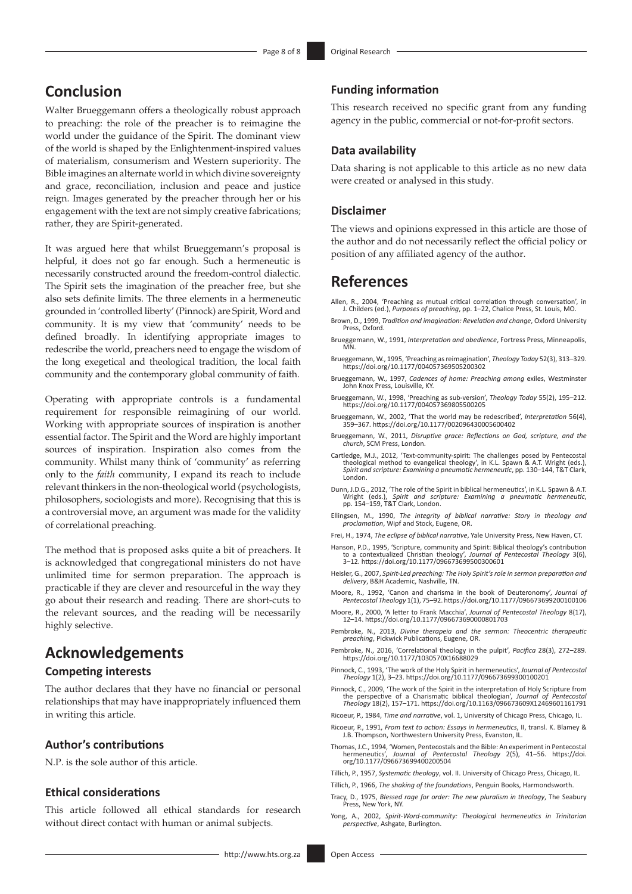## Conclusion

Walter Brueggemann offers a theologically robust approach to preaching: the role of the preacher is to reimagine the world under the guidance of the Spirit. The dominant view of the world is shaped by the Enlightenment-inspired values of materialism, consumerism and Western superiority. The Bible imagines an alternate world in which divine sovereignty and grace, reconciliation, inclusion and peace and justice reign. Images generated by the preacher through her or his engagement with the text are not simply creative fabrications; rather, they are Spirit-generated.

It was argued here that whilst Brueggemann's proposal is helpful, it does not go far enough. Such a hermeneutic is necessarily constructed around the freedom-control dialectic. The Spirit sets the imagination of the preacher free, but she also sets definite limits. The three elements in a hermeneutic grounded in 'controlled liberty' (Pinnock) are Spirit, Word and community. It is my view that 'community' needs to be defined broadly. In identifying appropriate images to redescribe the world, preachers need to engage the wisdom of the long exegetical and theological tradition, the local faith community and the contemporary global community of faith.

Operating with appropriate controls is a fundamental requirement for responsible reimagining of our world. Working with appropriate sources of inspiration is another essential factor. The Spirit and the Word are highly important sources of inspiration. Inspiration also comes from the community. Whilst many think of 'community' as referring only to the *faith* community, I expand its reach to include relevant thinkers in the non-theological world (psychologists, philosophers, sociologists and more). Recognising that this is a controversial move, an argument was made for the validity of correlational preaching.

The method that is proposed asks quite a bit of preachers. It is acknowledged that congregational ministers do not have unlimited time for sermon preparation. The approach is practicable if they are clever and resourceful in the way they go about their research and reading. There are short-cuts to the relevant sources, and the reading will be necessarily highly selective.

## Acknowledgements

### Competing interests

The author declares that they have no financial or personal relationships that may have inappropriately influenced them in writing this article.

### Author's contributions

N.P. is the sole author of this article.

### Ethical considerations

This article followed all ethical standards for research without direct contact with human or animal subjects.

### Funding information

This research received no specific grant from any funding agency in the public, commercial or not-for-profit sectors.

### Data availability

Data sharing is not applicable to this article as no new data were created or analysed in this study.

### Disclaimer

The views and opinions expressed in this article are those of the author and do not necessarily reflect the official policy or position of any affiliated agency of the author.

## References

Allen, R., 2004, 'Preaching as mutual critical correlation through conversation', in J. Childers (ed.), *Purposes of preaching*, pp. 1–22, Chalice Press, St. Louis, MO.

Brown, D., 1999, *Tradition and imagination: Revelation and change*, Oxford University Press, Oxford.

Brueggemann, W., 1991, *Interpretation and obedience*, Fortress Press, Minneapolis, MN.

Brueggemann, W., 1995, 'Preaching as reimagination', *Theology Today* 52(3), 313–329. https://doi.org/10.1177/004057369505200302

Brueggemann, W., 1997, *Cadences of home: Preaching among* exiles, Westminster John Knox Press, Louisville, KY.

Brueggemann, W., 1998, 'Preaching as sub-version', *Theology Today* 55(2), 195–212. https://doi.org/10.1177/004057369805500205

Brueggemann, W., 2002, 'That the world may be redescribed', *Interpretation* 56(4), 359–367. https://doi.org/10.1177/002096430005600402

Brueggemann, W., 2011, *Disruptive grace: Reflections on God, scripture, and the church*, SCM Press, London.

Cartledge, M.J., 2012, 'Text-community-spirit: The challenges posed by Pentecostal theological method to evangelical theology', in K.L. Spawn & A.T. Wright (eds.), *Spirit and scripture: Examining a pneumatic hermeneutic*, pp. 130–144, T&T Clark, London.

Dunn, J.D.G., 2012, 'The role of the Spirit in biblical hermeneutics', in K.L. Spawn & A.T. Wright (eds.), *Spirit and scripture: Examining a pneumatic hermeneutic*, pp. 154–159, T&T Clark, London.

Ellingsen, M., 1990, *The integrity of biblical narrative: Story in theology and proclamation*, Wipf and Stock, Eugene, OR.

Frei, H., 1974, *The eclipse of biblical narrative*, Yale University Press, New Haven, CT.

Hanson, P.D., 1995, 'Scripture, community and Spirit: Biblical theology's contribution to a contextualized Christian theology', *Journal of Pentecostal Theology* 3(6), 3–12. https://doi.org/10.1177/096673699500300601

Heisler, G., 2007, *Spirit-Led preaching: The Holy Spirit's role in sermon preparation and delivery*, B&H Academic, Nashville, TN.

Moore, R., 1992, 'Canon and charisma in the book of Deuteronomy', *Journal of Pentecostal Theology* 1(1), 75–92. https://doi.org/10.1177/096673699200100106

Moore, R., 2000, 'A letter to Frank Macchia', *Journal of Pentecostal Theology* 8(17), 12–14. https://doi.org/10.1177/096673690000801703

Pembroke, N., 2013, *Divine therapeia and the sermon: Theocentric therapeutic preaching*, Pickwick Publications, Eugene, OR.

Pembroke, N., 2016, 'Correlational theology in the pulpit', *Pacifica* 28(3), 272–289. https://doi.org/10.1177/1030570X16688029

Pinnock, C., 1993, 'The work of the Holy Spirit in hermeneutics', *Journal of Pentecostal Theology* 1(2), 3–23. https://doi.org/10.1177/096673699300100201

Pinnock, C., 2009, 'The work of the Spirit in the interpretation of Holy Scripture from the perspective of a Charismatic biblical theologian', *Journal of Pentecostal Theology* 18(2), 157–171. https://doi.org/10.1163/096673609X12469601161791

Ricoeur, P., 1984, *Time and narrative*, vol. 1, University of Chicago Press, Chicago, IL.

Ricoeur, P., 1991, *From text to action: Essays in hermeneutics*, II, transl. K. Blamey & J.B. Thompson, Northwestern University Press, Evanston, IL.

Thomas, J.C., 1994, 'Women, Pentecostals and the Bible: An experiment in Pentecostal hermeneutics', *Journal of Pentecostal Theology* 2(5), 41–56. https://doi.org/10.1177/096673699400200504

Tillich, P., 1957, *Systematic theology*, vol. II. University of Chicago Press, Chicago, IL.

Tillich, P., 1966, *The shaking of the foundations*, Penguin Books, Harmondsworth.

Tracy, D., 1975, *Blessed rage for order: The new pluralism in theology*, The Seabury Press, New York, NY.

Yong, A., 2002, *Spirit-Word-community: Theological hermeneutics in Trinitarian perspective*, Ashgate, Burlington.